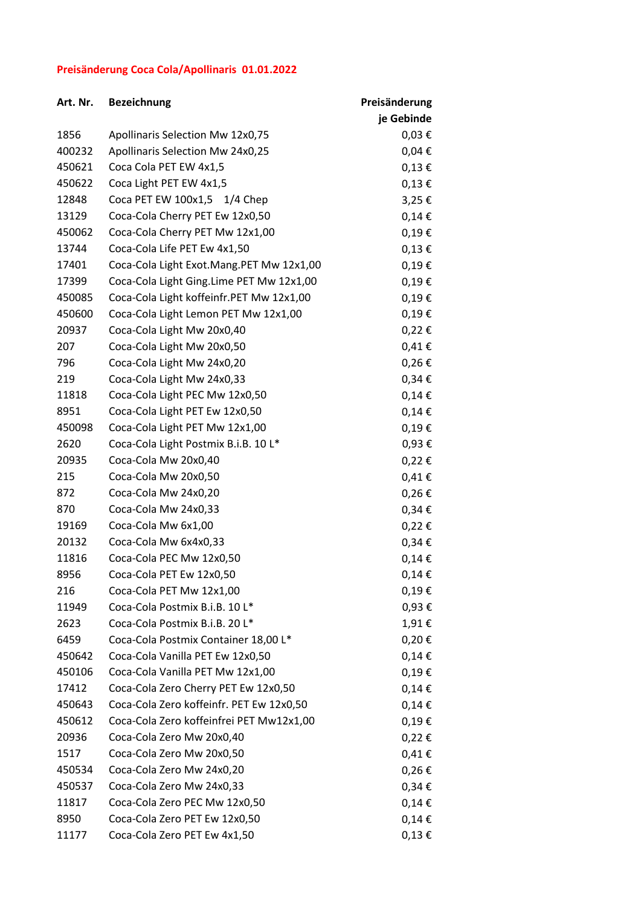**Preisänderung Coca Cola/Apollinaris 01.01.2022**

| Art. Nr. | Bezeichnung | Preisänderung je Gebinde |
|---|---|---|
| 1856 | Apollinaris Selection Mw 12x0,75 | 0,03 € |
| 400232 | Apollinaris Selection Mw 24x0,25 | 0,04 € |
| 450621 | Coca Cola PET EW 4x1,5 | 0,13 € |
| 450622 | Coca Light PET EW 4x1,5 | 0,13 € |
| 12848 | Coca PET EW 100x1,5 1/4 Chep | 3,25 € |
| 13129 | Coca-Cola Cherry PET Ew 12x0,50 | 0,14 € |
| 450062 | Coca-Cola Cherry PET Mw 12x1,00 | 0,19 € |
| 13744 | Coca-Cola Life PET Ew 4x1,50 | 0,13 € |
| 17401 | Coca-Cola Light Exot.Mang.PET Mw 12x1,00 | 0,19 € |
| 17399 | Coca-Cola Light Ging.Lime PET Mw 12x1,00 | 0,19 € |
| 450085 | Coca-Cola Light koffeinfr.PET Mw 12x1,00 | 0,19 € |
| 450600 | Coca-Cola Light Lemon PET Mw 12x1,00 | 0,19 € |
| 20937 | Coca-Cola Light Mw 20x0,40 | 0,22 € |
| 207 | Coca-Cola Light Mw 20x0,50 | 0,41 € |
| 796 | Coca-Cola Light Mw 24x0,20 | 0,26 € |
| 219 | Coca-Cola Light Mw 24x0,33 | 0,34 € |
| 11818 | Coca-Cola Light PEC Mw 12x0,50 | 0,14 € |
| 8951 | Coca-Cola Light PET Ew 12x0,50 | 0,14 € |
| 450098 | Coca-Cola Light PET Mw 12x1,00 | 0,19 € |
| 2620 | Coca-Cola Light Postmix B.i.B. 10 L* | 0,93 € |
| 20935 | Coca-Cola Mw 20x0,40 | 0,22 € |
| 215 | Coca-Cola Mw 20x0,50 | 0,41 € |
| 872 | Coca-Cola Mw 24x0,20 | 0,26 € |
| 870 | Coca-Cola Mw 24x0,33 | 0,34 € |
| 19169 | Coca-Cola Mw 6x1,00 | 0,22 € |
| 20132 | Coca-Cola Mw 6x4x0,33 | 0,34 € |
| 11816 | Coca-Cola PEC Mw 12x0,50 | 0,14 € |
| 8956 | Coca-Cola PET Ew 12x0,50 | 0,14 € |
| 216 | Coca-Cola PET Mw 12x1,00 | 0,19 € |
| 11949 | Coca-Cola Postmix B.i.B. 10 L* | 0,93 € |
| 2623 | Coca-Cola Postmix B.i.B. 20 L* | 1,91 € |
| 6459 | Coca-Cola Postmix Container 18,00 L* | 0,20 € |
| 450642 | Coca-Cola Vanilla PET Ew 12x0,50 | 0,14 € |
| 450106 | Coca-Cola Vanilla PET Mw 12x1,00 | 0,19 € |
| 17412 | Coca-Cola Zero Cherry PET Ew 12x0,50 | 0,14 € |
| 450643 | Coca-Cola Zero koffeinfr. PET Ew 12x0,50 | 0,14 € |
| 450612 | Coca-Cola Zero koffeinfrei PET Mw12x1,00 | 0,19 € |
| 20936 | Coca-Cola Zero Mw 20x0,40 | 0,22 € |
| 1517 | Coca-Cola Zero Mw 20x0,50 | 0,41 € |
| 450534 | Coca-Cola Zero Mw 24x0,20 | 0,26 € |
| 450537 | Coca-Cola Zero Mw 24x0,33 | 0,34 € |
| 11817 | Coca-Cola Zero PEC Mw 12x0,50 | 0,14 € |
| 8950 | Coca-Cola Zero PET Ew 12x0,50 | 0,14 € |
| 11177 | Coca-Cola Zero PET Ew 4x1,50 | 0,13 € |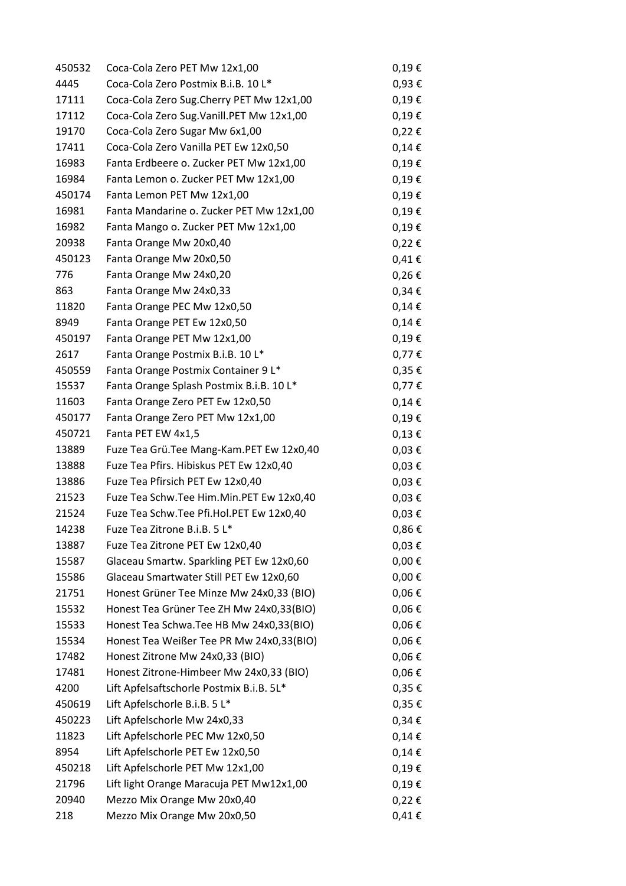| | | |
|---|---|---|
| 450532 | Coca-Cola Zero PET Mw 12x1,00 | 0,19 € |
| 4445 | Coca-Cola Zero Postmix B.i.B. 10 L* | 0,93 € |
| 17111 | Coca-Cola Zero Sug.Cherry PET Mw 12x1,00 | 0,19 € |
| 17112 | Coca-Cola Zero Sug.Vanill.PET Mw 12x1,00 | 0,19 € |
| 19170 | Coca-Cola Zero Sugar Mw 6x1,00 | 0,22 € |
| 17411 | Coca-Cola Zero Vanilla PET Ew 12x0,50 | 0,14 € |
| 16983 | Fanta Erdbeere o. Zucker PET Mw 12x1,00 | 0,19 € |
| 16984 | Fanta Lemon o. Zucker PET Mw 12x1,00 | 0,19 € |
| 450174 | Fanta Lemon PET Mw 12x1,00 | 0,19 € |
| 16981 | Fanta Mandarine o. Zucker PET Mw 12x1,00 | 0,19 € |
| 16982 | Fanta Mango o. Zucker PET Mw 12x1,00 | 0,19 € |
| 20938 | Fanta Orange Mw 20x0,40 | 0,22 € |
| 450123 | Fanta Orange Mw 20x0,50 | 0,41 € |
| 776 | Fanta Orange Mw 24x0,20 | 0,26 € |
| 863 | Fanta Orange Mw 24x0,33 | 0,34 € |
| 11820 | Fanta Orange PEC Mw 12x0,50 | 0,14 € |
| 8949 | Fanta Orange PET Ew 12x0,50 | 0,14 € |
| 450197 | Fanta Orange PET Mw 12x1,00 | 0,19 € |
| 2617 | Fanta Orange Postmix B.i.B. 10 L* | 0,77 € |
| 450559 | Fanta Orange Postmix Container 9 L* | 0,35 € |
| 15537 | Fanta Orange Splash Postmix B.i.B. 10 L* | 0,77 € |
| 11603 | Fanta Orange Zero PET Ew 12x0,50 | 0,14 € |
| 450177 | Fanta Orange Zero PET Mw 12x1,00 | 0,19 € |
| 450721 | Fanta PET EW 4x1,5 | 0,13 € |
| 13889 | Fuze Tea Grü.Tee Mang-Kam.PET Ew 12x0,40 | 0,03 € |
| 13888 | Fuze Tea Pfirs. Hibiskus PET Ew 12x0,40 | 0,03 € |
| 13886 | Fuze Tea Pfirsich PET Ew 12x0,40 | 0,03 € |
| 21523 | Fuze Tea Schw.Tee Him.Min.PET Ew 12x0,40 | 0,03 € |
| 21524 | Fuze Tea Schw.Tee Pfi.Hol.PET Ew 12x0,40 | 0,03 € |
| 14238 | Fuze Tea Zitrone B.i.B. 5 L* | 0,86 € |
| 13887 | Fuze Tea Zitrone PET Ew 12x0,40 | 0,03 € |
| 15587 | Glaceau Smartw. Sparkling PET Ew 12x0,60 | 0,00 € |
| 15586 | Glaceau Smartwater Still PET Ew 12x0,60 | 0,00 € |
| 21751 | Honest Grüner Tee Minze Mw 24x0,33 (BIO) | 0,06 € |
| 15532 | Honest Tea Grüner Tee ZH Mw 24x0,33(BIO) | 0,06 € |
| 15533 | Honest Tea Schwa.Tee HB Mw 24x0,33(BIO) | 0,06 € |
| 15534 | Honest Tea Weißer Tee PR Mw 24x0,33(BIO) | 0,06 € |
| 17482 | Honest Zitrone Mw 24x0,33 (BIO) | 0,06 € |
| 17481 | Honest Zitrone-Himbeer Mw 24x0,33 (BIO) | 0,06 € |
| 4200 | Lift Apfelsaftschorle Postmix B.i.B. 5L* | 0,35 € |
| 450619 | Lift Apfelschorle B.i.B. 5 L* | 0,35 € |
| 450223 | Lift Apfelschorle Mw 24x0,33 | 0,34 € |
| 11823 | Lift Apfelschorle PEC Mw 12x0,50 | 0,14 € |
| 8954 | Lift Apfelschorle PET Ew 12x0,50 | 0,14 € |
| 450218 | Lift Apfelschorle PET Mw 12x1,00 | 0,19 € |
| 21796 | Lift light Orange Maracuja PET Mw12x1,00 | 0,19 € |
| 20940 | Mezzo Mix Orange Mw 20x0,40 | 0,22 € |
| 218 | Mezzo Mix Orange Mw 20x0,50 | 0,41 € |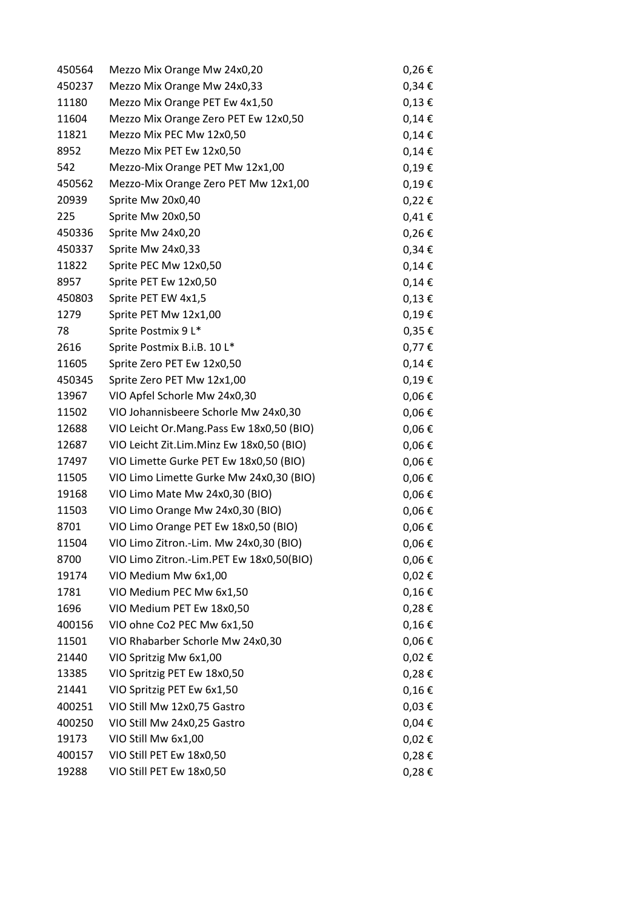| | | |
|---|---|---|
| 450564 | Mezzo Mix Orange Mw 24x0,20 | 0,26 € |
| 450237 | Mezzo Mix Orange Mw 24x0,33 | 0,34 € |
| 11180 | Mezzo Mix Orange PET Ew 4x1,50 | 0,13 € |
| 11604 | Mezzo Mix Orange Zero PET Ew 12x0,50 | 0,14 € |
| 11821 | Mezzo Mix PEC Mw 12x0,50 | 0,14 € |
| 8952 | Mezzo Mix PET Ew 12x0,50 | 0,14 € |
| 542 | Mezzo-Mix Orange PET Mw 12x1,00 | 0,19 € |
| 450562 | Mezzo-Mix Orange Zero PET Mw 12x1,00 | 0,19 € |
| 20939 | Sprite Mw 20x0,40 | 0,22 € |
| 225 | Sprite Mw 20x0,50 | 0,41 € |
| 450336 | Sprite Mw 24x0,20 | 0,26 € |
| 450337 | Sprite Mw 24x0,33 | 0,34 € |
| 11822 | Sprite PEC Mw 12x0,50 | 0,14 € |
| 8957 | Sprite PET Ew 12x0,50 | 0,14 € |
| 450803 | Sprite PET EW 4x1,5 | 0,13 € |
| 1279 | Sprite PET Mw 12x1,00 | 0,19 € |
| 78 | Sprite Postmix 9 L* | 0,35 € |
| 2616 | Sprite Postmix B.i.B. 10 L* | 0,77 € |
| 11605 | Sprite Zero PET Ew 12x0,50 | 0,14 € |
| 450345 | Sprite Zero PET Mw 12x1,00 | 0,19 € |
| 13967 | VIO Apfel Schorle Mw 24x0,30 | 0,06 € |
| 11502 | VIO Johannisbeere Schorle Mw 24x0,30 | 0,06 € |
| 12688 | VIO Leicht Or.Mang.Pass Ew 18x0,50 (BIO) | 0,06 € |
| 12687 | VIO Leicht Zit.Lim.Minz Ew 18x0,50 (BIO) | 0,06 € |
| 17497 | VIO Limette Gurke PET Ew 18x0,50 (BIO) | 0,06 € |
| 11505 | VIO Limo Limette Gurke Mw 24x0,30 (BIO) | 0,06 € |
| 19168 | VIO Limo Mate Mw 24x0,30 (BIO) | 0,06 € |
| 11503 | VIO Limo Orange Mw 24x0,30 (BIO) | 0,06 € |
| 8701 | VIO Limo Orange PET Ew 18x0,50 (BIO) | 0,06 € |
| 11504 | VIO Limo Zitron.-Lim. Mw 24x0,30 (BIO) | 0,06 € |
| 8700 | VIO Limo Zitron.-Lim.PET Ew 18x0,50(BIO) | 0,06 € |
| 19174 | VIO Medium Mw 6x1,00 | 0,02 € |
| 1781 | VIO Medium PEC Mw 6x1,50 | 0,16 € |
| 1696 | VIO Medium PET Ew 18x0,50 | 0,28 € |
| 400156 | VIO ohne Co2 PEC Mw 6x1,50 | 0,16 € |
| 11501 | VIO Rhabarber Schorle Mw 24x0,30 | 0,06 € |
| 21440 | VIO Spritzig Mw 6x1,00 | 0,02 € |
| 13385 | VIO Spritzig PET Ew 18x0,50 | 0,28 € |
| 21441 | VIO Spritzig PET Ew 6x1,50 | 0,16 € |
| 400251 | VIO Still Mw 12x0,75 Gastro | 0,03 € |
| 400250 | VIO Still Mw 24x0,25 Gastro | 0,04 € |
| 19173 | VIO Still Mw 6x1,00 | 0,02 € |
| 400157 | VIO Still PET Ew 18x0,50 | 0,28 € |
| 19288 | VIO Still PET Ew 18x0,50 | 0,28 € |